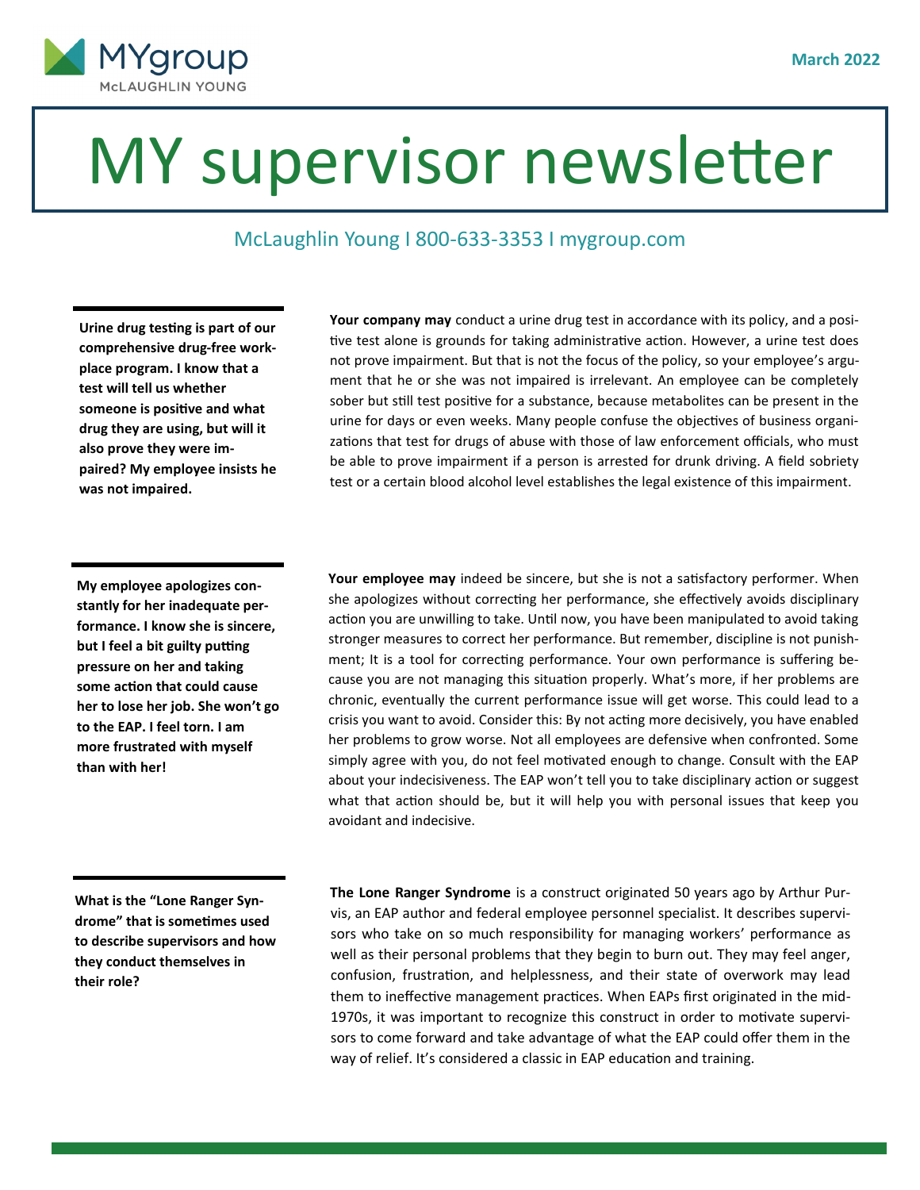MYgroup
McLAUGHLIN YOUNG

March 2022

# MY supervisor newsletter

McLaughlin Young I 800-633-3353 I mygroup.com

**Urine drug testing is part of our comprehensive drug-free workplace program. I know that a test will tell us whether someone is positive and what drug they are using, but will it also prove they were impaired? My employee insists he was not impaired.**

**Your company may** conduct a urine drug test in accordance with its policy, and a positive test alone is grounds for taking administrative action. However, a urine test does not prove impairment. But that is not the focus of the policy, so your employee's argument that he or she was not impaired is irrelevant. An employee can be completely sober but still test positive for a substance, because metabolites can be present in the urine for days or even weeks. Many people confuse the objectives of business organizations that test for drugs of abuse with those of law enforcement officials, who must be able to prove impairment if a person is arrested for drunk driving. A field sobriety test or a certain blood alcohol level establishes the legal existence of this impairment.

**My employee apologizes constantly for her inadequate performance. I know she is sincere, but I feel a bit guilty putting pressure on her and taking some action that could cause her to lose her job. She won't go to the EAP. I feel torn. I am more frustrated with myself than with her!**

**Your employee may** indeed be sincere, but she is not a satisfactory performer. When she apologizes without correcting her performance, she effectively avoids disciplinary action you are unwilling to take. Until now, you have been manipulated to avoid taking stronger measures to correct her performance. But remember, discipline is not punishment; It is a tool for correcting performance. Your own performance is suffering because you are not managing this situation properly. What's more, if her problems are chronic, eventually the current performance issue will get worse. This could lead to a crisis you want to avoid. Consider this: By not acting more decisively, you have enabled her problems to grow worse. Not all employees are defensive when confronted. Some simply agree with you, do not feel motivated enough to change. Consult with the EAP about your indecisiveness. The EAP won't tell you to take disciplinary action or suggest what that action should be, but it will help you with personal issues that keep you avoidant and indecisive.

**What is the "Lone Ranger Syndrome" that is sometimes used to describe supervisors and how they conduct themselves in their role?**

**The Lone Ranger Syndrome** is a construct originated 50 years ago by Arthur Purvis, an EAP author and federal employee personnel specialist. It describes supervisors who take on so much responsibility for managing workers' performance as well as their personal problems that they begin to burn out. They may feel anger, confusion, frustration, and helplessness, and their state of overwork may lead them to ineffective management practices. When EAPs first originated in the mid-1970s, it was important to recognize this construct in order to motivate supervisors to come forward and take advantage of what the EAP could offer them in the way of relief. It's considered a classic in EAP education and training.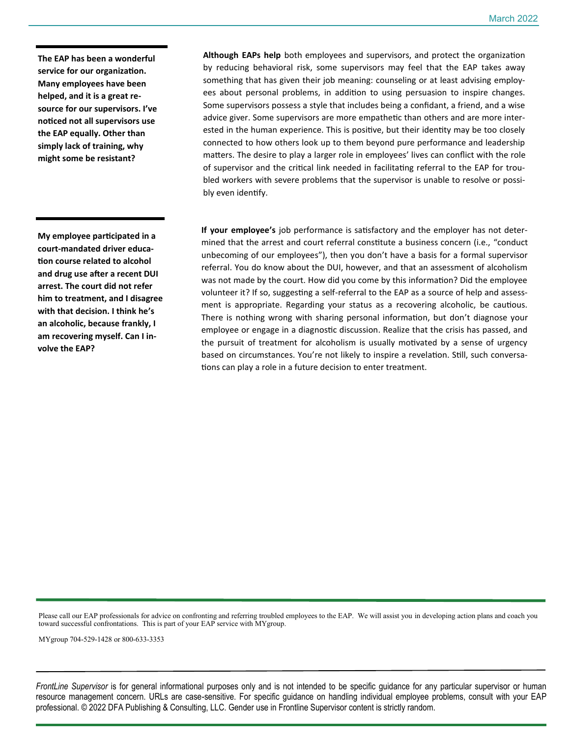**The EAP has been a wonderful service for our organization. Many employees have been helped, and it is a great resource for our supervisors. I've noticed not all supervisors use the EAP equally. Other than simply lack of training, why might some be resistant?**

**Although EAPs help** both employees and supervisors, and protect the organization by reducing behavioral risk, some supervisors may feel that the EAP takes away something that has given their job meaning: counseling or at least advising employees about personal problems, in addition to using persuasion to inspire changes. Some supervisors possess a style that includes being a confidant, a friend, and a wise advice giver. Some supervisors are more empathetic than others and are more interested in the human experience. This is positive, but their identity may be too closely connected to how others look up to them beyond pure performance and leadership matters. The desire to play a larger role in employees' lives can conflict with the role of supervisor and the critical link needed in facilitating referral to the EAP for troubled workers with severe problems that the supervisor is unable to resolve or possibly even identify.

**My employee participated in a court-mandated driver education course related to alcohol and drug use after a recent DUI arrest. The court did not refer him to treatment, and I disagree with that decision. I think he's an alcoholic, because frankly, I am recovering myself. Can I involve the EAP?**

**If your employee's** job performance is satisfactory and the employer has not determined that the arrest and court referral constitute a business concern (i.e., "conduct unbecoming of our employees"), then you don't have a basis for a formal supervisor referral. You do know about the DUI, however, and that an assessment of alcoholism was not made by the court. How did you come by this information? Did the employee volunteer it? If so, suggesting a self-referral to the EAP as a source of help and assessment is appropriate. Regarding your status as a recovering alcoholic, be cautious. There is nothing wrong with sharing personal information, but don't diagnose your employee or engage in a diagnostic discussion. Realize that the crisis has passed, and the pursuit of treatment for alcoholism is usually motivated by a sense of urgency based on circumstances. You're not likely to inspire a revelation. Still, such conversations can play a role in a future decision to enter treatment.

Please call our EAP professionals for advice on confronting and referring troubled employees to the EAP. We will assist you in developing action plans and coach you toward successful confrontations. This is part of your EAP service with MYgroup.

MYgroup 704-529-1428 or 800-633-3353

*FrontLine Supervisor* is for general informational purposes only and is not intended to be specific guidance for any particular supervisor or human resource management concern. URLs are case-sensitive. For specific guidance on handling individual employee problems, consult with your EAP professional. © 2022 DFA Publishing & Consulting, LLC. Gender use in Frontline Supervisor content is strictly random.